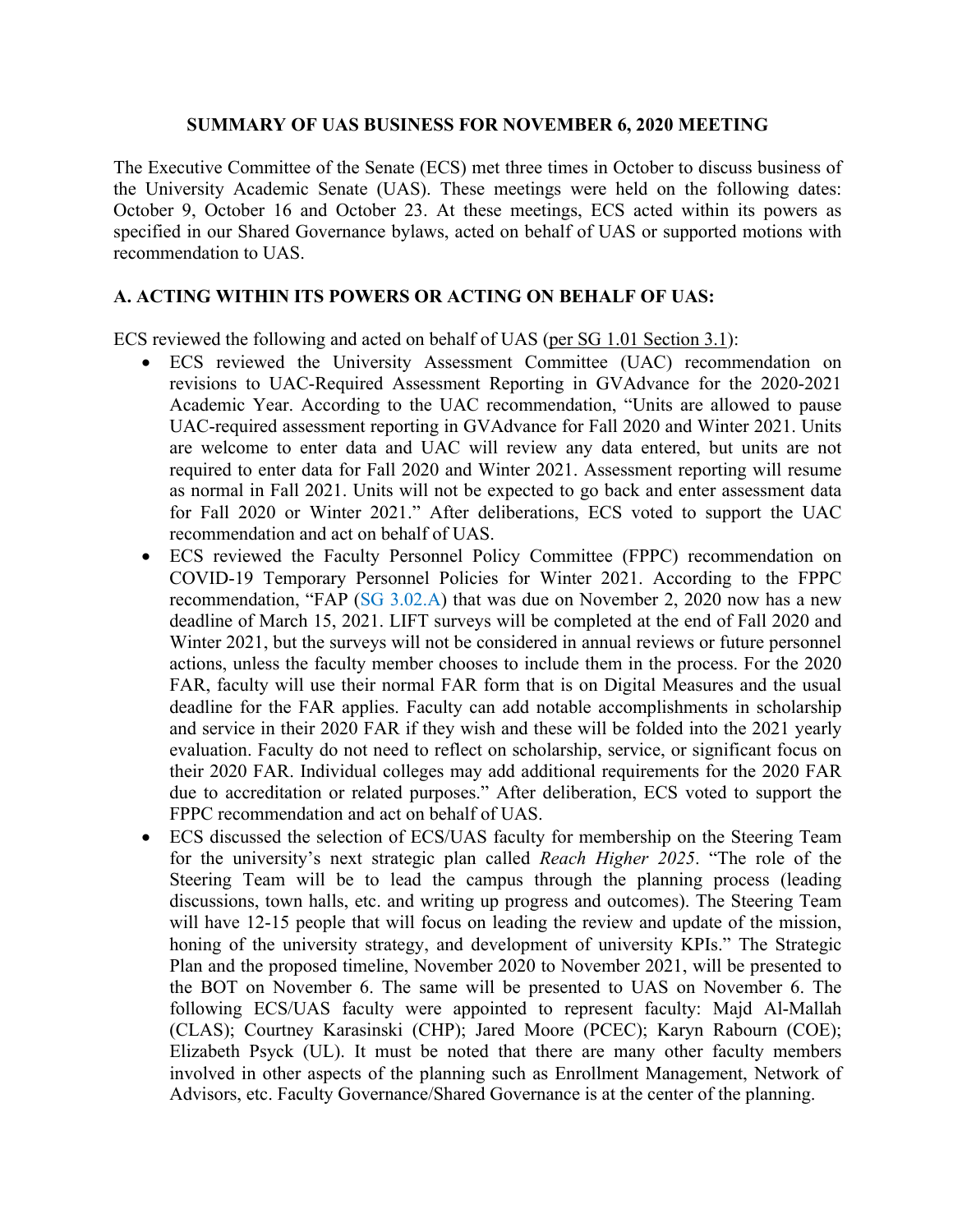# SUMMARY OF UAS BUSINESS FOR NOVEMBER 6, 2020 MEETING

The Executive Committee of the Senate (ECS) met three times in October to discuss business of the University Academic Senate (UAS). These meetings were held on the following dates: October 9, October 16 and October 23. At these meetings, ECS acted within its powers as specified in our Shared Governance bylaws, acted on behalf of UAS or supported motions with recommendation to UAS.

## A. ACTING WITHIN ITS POWERS OR ACTING ON BEHALF OF UAS:

ECS reviewed the following and acted on behalf of UAS (per SG 1.01 Section 3.1):

- ECS reviewed the University Assessment Committee (UAC) recommendation on revisions to UAC-Required Assessment Reporting in GVAdvance for the 2020-2021 Academic Year. According to the UAC recommendation, "Units are allowed to pause UAC-required assessment reporting in GVAdvance for Fall 2020 and Winter 2021. Units are welcome to enter data and UAC will review any data entered, but units are not required to enter data for Fall 2020 and Winter 2021. Assessment reporting will resume as normal in Fall 2021. Units will not be expected to go back and enter assessment data for Fall 2020 or Winter 2021." After deliberations, ECS voted to support the UAC recommendation and act on behalf of UAS.
- ECS reviewed the Faculty Personnel Policy Committee (FPPC) recommendation on COVID-19 Temporary Personnel Policies for Winter 2021. According to the FPPC recommendation, "FAP (SG 3.02.A) that was due on November 2, 2020 now has a new deadline of March 15, 2021. LIFT surveys will be completed at the end of Fall 2020 and Winter 2021, but the surveys will not be considered in annual reviews or future personnel actions, unless the faculty member chooses to include them in the process. For the 2020 FAR, faculty will use their normal FAR form that is on Digital Measures and the usual deadline for the FAR applies. Faculty can add notable accomplishments in scholarship and service in their 2020 FAR if they wish and these will be folded into the 2021 yearly evaluation. Faculty do not need to reflect on scholarship, service, or significant focus on their 2020 FAR. Individual colleges may add additional requirements for the 2020 FAR due to accreditation or related purposes." After deliberation, ECS voted to support the FPPC recommendation and act on behalf of UAS.
- ECS discussed the selection of ECS/UAS faculty for membership on the Steering Team for the university's next strategic plan called *Reach Higher 2025*. "The role of the Steering Team will be to lead the campus through the planning process (leading discussions, town halls, etc. and writing up progress and outcomes). The Steering Team will have 12-15 people that will focus on leading the review and update of the mission, honing of the university strategy, and development of university KPIs." The Strategic Plan and the proposed timeline, November 2020 to November 2021, will be presented to the BOT on November 6. The same will be presented to UAS on November 6. The following ECS/UAS faculty were appointed to represent faculty: Majd Al-Mallah (CLAS); Courtney Karasinski (CHP); Jared Moore (PCEC); Karyn Rabourn (COE); Elizabeth Psyck (UL). It must be noted that there are many other faculty members involved in other aspects of the planning such as Enrollment Management, Network of Advisors, etc. Faculty Governance/Shared Governance is at the center of the planning.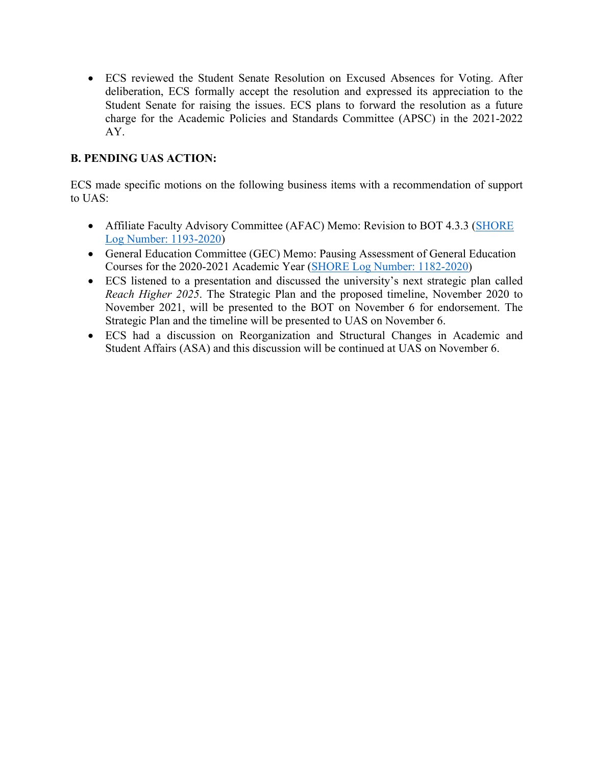- ECS reviewed the Student Senate Resolution on Excused Absences for Voting. After deliberation, ECS formally accept the resolution and expressed its appreciation to the Student Senate for raising the issues. ECS plans to forward the resolution as a future charge for the Academic Policies and Standards Committee (APSC) in the 2021-2022 AY.

**B. PENDING UAS ACTION:**

ECS made specific motions on the following business items with a recommendation of support to UAS:

- Affiliate Faculty Advisory Committee (AFAC) Memo: Revision to BOT 4.3.3 (SHORE Log Number: 1193-2020)
- General Education Committee (GEC) Memo: Pausing Assessment of General Education Courses for the 2020-2021 Academic Year (SHORE Log Number: 1182-2020)
- ECS listened to a presentation and discussed the university's next strategic plan called *Reach Higher 2025*. The Strategic Plan and the proposed timeline, November 2020 to November 2021, will be presented to the BOT on November 6 for endorsement. The Strategic Plan and the timeline will be presented to UAS on November 6.
- ECS had a discussion on Reorganization and Structural Changes in Academic and Student Affairs (ASA) and this discussion will be continued at UAS on November 6.